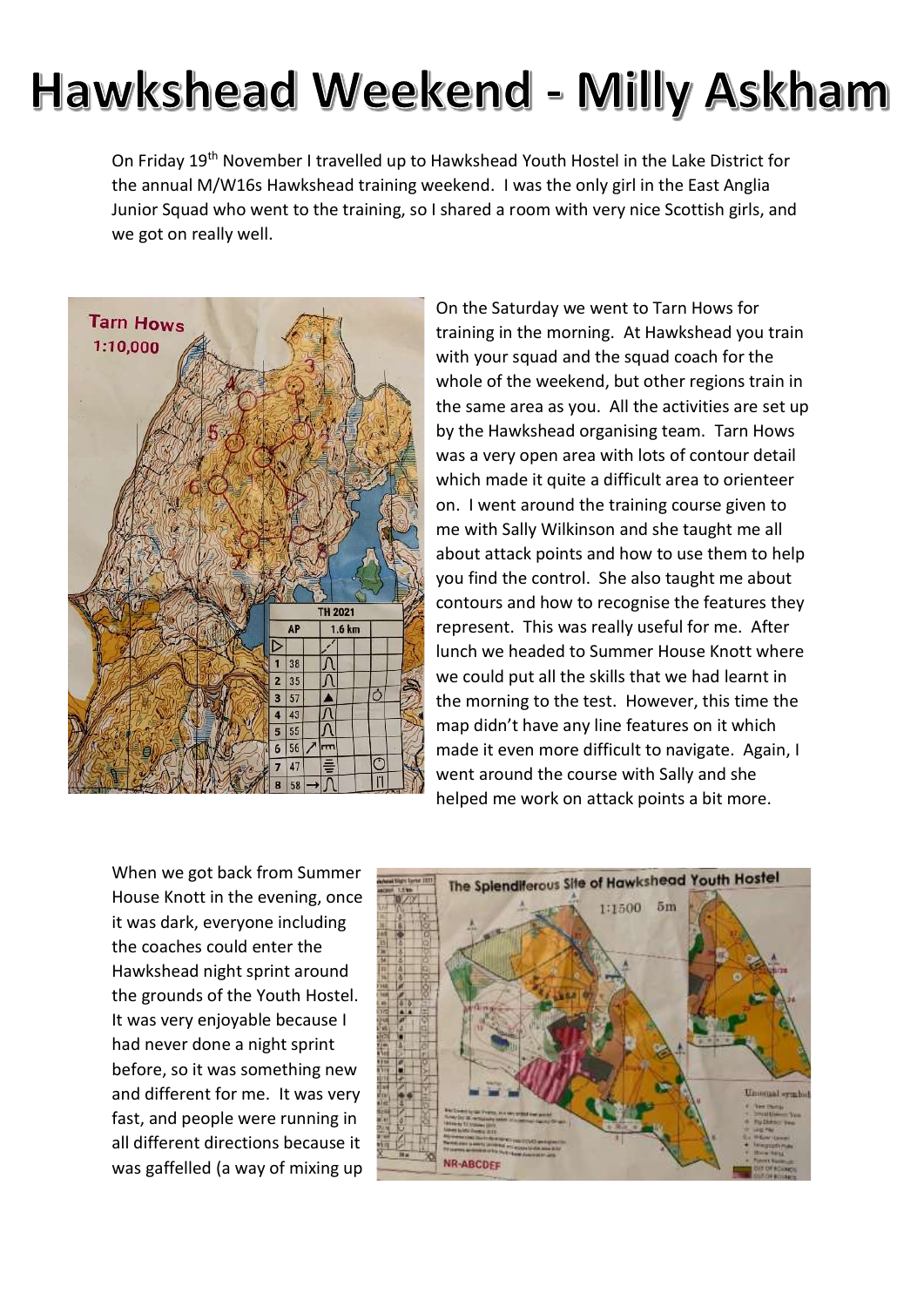# Hawkshead Weekend - Milly Askham

On Friday 19th November I travelled up to Hawkshead Youth Hostel in the Lake District for the annual M/W16s Hawkshead training weekend. I was the only girl in the East Anglia Junior Squad who went to the training, so I shared a room with very nice Scottish girls, and we got on really well.

On the Saturday we went to Tarn Hows for training in the morning. At Hawkshead you train with your squad and the squad coach for the whole of the weekend, but other regions train in the same area as you. All the activities are set up by the Hawkshead organising team. Tarn Hows was a very open area with lots of contour detail which made it quite a difficult area to orienteer on. I went around the training course given to me with Sally Wilkinson and she taught me all about attack points and how to use them to help you find the control. She also taught me about contours and how to recognise the features they represent. This was really useful for me. After lunch we headed to Summer House Knott where we could put all the skills that we had learnt in the morning to the test. However, this time the map didn't have any line features on it which made it even more difficult to navigate. Again, I went around the course with Sally and she helped me work on attack points a bit more.

When we got back from Summer House Knott in the evening, once it was dark, everyone including the coaches could enter the Hawkshead night sprint around the grounds of the Youth Hostel. It was very enjoyable because I had never done a night sprint before, so it was something new and different for me. It was very fast, and people were running in all different directions because it was gaffelled (a way of mixing up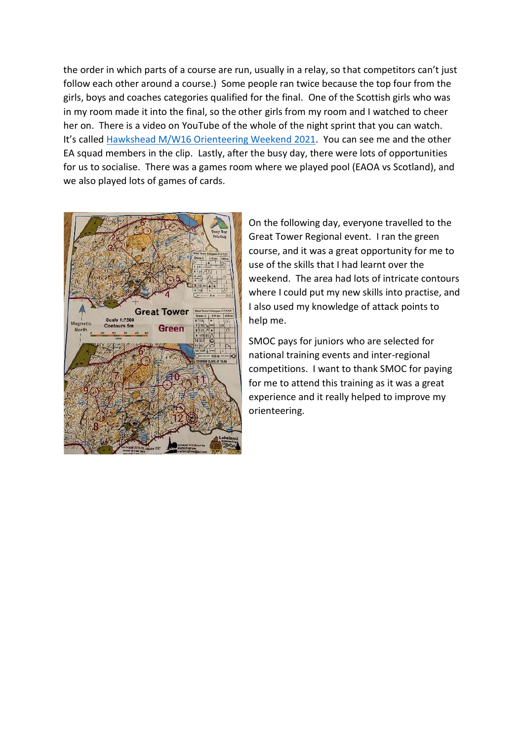the order in which parts of a course are run, usually in a relay, so that competitors can't just follow each other around a course.) Some people ran twice because the top four from the girls, boys and coaches categories qualified for the final. One of the Scottish girls who was in my room made it into the final, so the other girls from my room and I watched to cheer her on. There is a video on YouTube of the whole of the night sprint that you can watch. It's called Hawkshead M/W16 Orienteering Weekend 2021. You can see me and the other EA squad members in the clip. Lastly, after the busy day, there were lots of opportunities for us to socialise. There was a games room where we played pool (EAOA vs Scotland), and we also played lots of games of cards.

On the following day, everyone travelled to the Great Tower Regional event. I ran the green course, and it was a great opportunity for me to use of the skills that I had learnt over the weekend. The area had lots of intricate contours where I could put my new skills into practise, and I also used my knowledge of attack points to help me.

SMOC pays for juniors who are selected for national training events and inter-regional competitions. I want to thank SMOC for paying for me to attend this training as it was a great experience and it really helped to improve my orienteering.